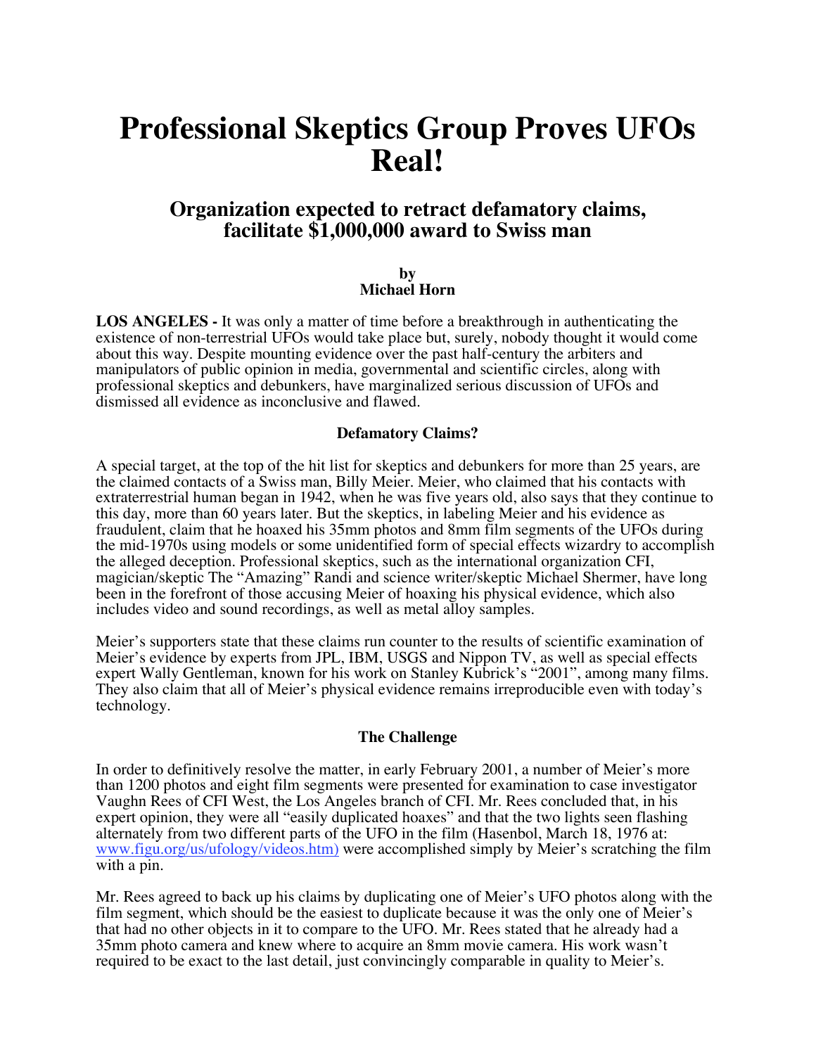# Professional Skeptics Group Proves UFOs Real!

## Organization expected to retract defamatory claims, facilitate $1,000,000 award to Swiss man

**by**
**Michael Horn**

**LOS ANGELES -** It was only a matter of time before a breakthrough in authenticating the existence of non-terrestrial UFOs would take place but, surely, nobody thought it would come about this way. Despite mounting evidence over the past half-century the arbiters and manipulators of public opinion in media, governmental and scientific circles, along with professional skeptics and debunkers, have marginalized serious discussion of UFOs and dismissed all evidence as inconclusive and flawed.

### Defamatory Claims?

A special target, at the top of the hit list for skeptics and debunkers for more than 25 years, are the claimed contacts of a Swiss man, Billy Meier. Meier, who claimed that his contacts with extraterrestrial human began in 1942, when he was five years old, also says that they continue to this day, more than 60 years later. But the skeptics, in labeling Meier and his evidence as fraudulent, claim that he hoaxed his 35mm photos and 8mm film segments of the UFOs during the mid-1970s using models or some unidentified form of special effects wizardry to accomplish the alleged deception. Professional skeptics, such as the international organization CFI, magician/skeptic The "Amazing" Randi and science writer/skeptic Michael Shermer, have long been in the forefront of those accusing Meier of hoaxing his physical evidence, which also includes video and sound recordings, as well as metal alloy samples.

Meier's supporters state that these claims run counter to the results of scientific examination of Meier's evidence by experts from JPL, IBM, USGS and Nippon TV, as well as special effects expert Wally Gentleman, known for his work on Stanley Kubrick's "2001", among many films. They also claim that all of Meier's physical evidence remains irreproducible even with today's technology.

### The Challenge

In order to definitively resolve the matter, in early February 2001, a number of Meier's more than 1200 photos and eight film segments were presented for examination to case investigator Vaughn Rees of CFI West, the Los Angeles branch of CFI. Mr. Rees concluded that, in his expert opinion, they were all "easily duplicated hoaxes" and that the two lights seen flashing alternately from two different parts of the UFO in the film (Hasenbol, March 18, 1976 at: www.figu.org/us/ufology/videos.htm) were accomplished simply by Meier's scratching the film with a pin.

Mr. Rees agreed to back up his claims by duplicating one of Meier's UFO photos along with the film segment, which should be the easiest to duplicate because it was the only one of Meier's that had no other objects in it to compare to the UFO. Mr. Rees stated that he already had a 35mm photo camera and knew where to acquire an 8mm movie camera. His work wasn't required to be exact to the last detail, just convincingly comparable in quality to Meier's.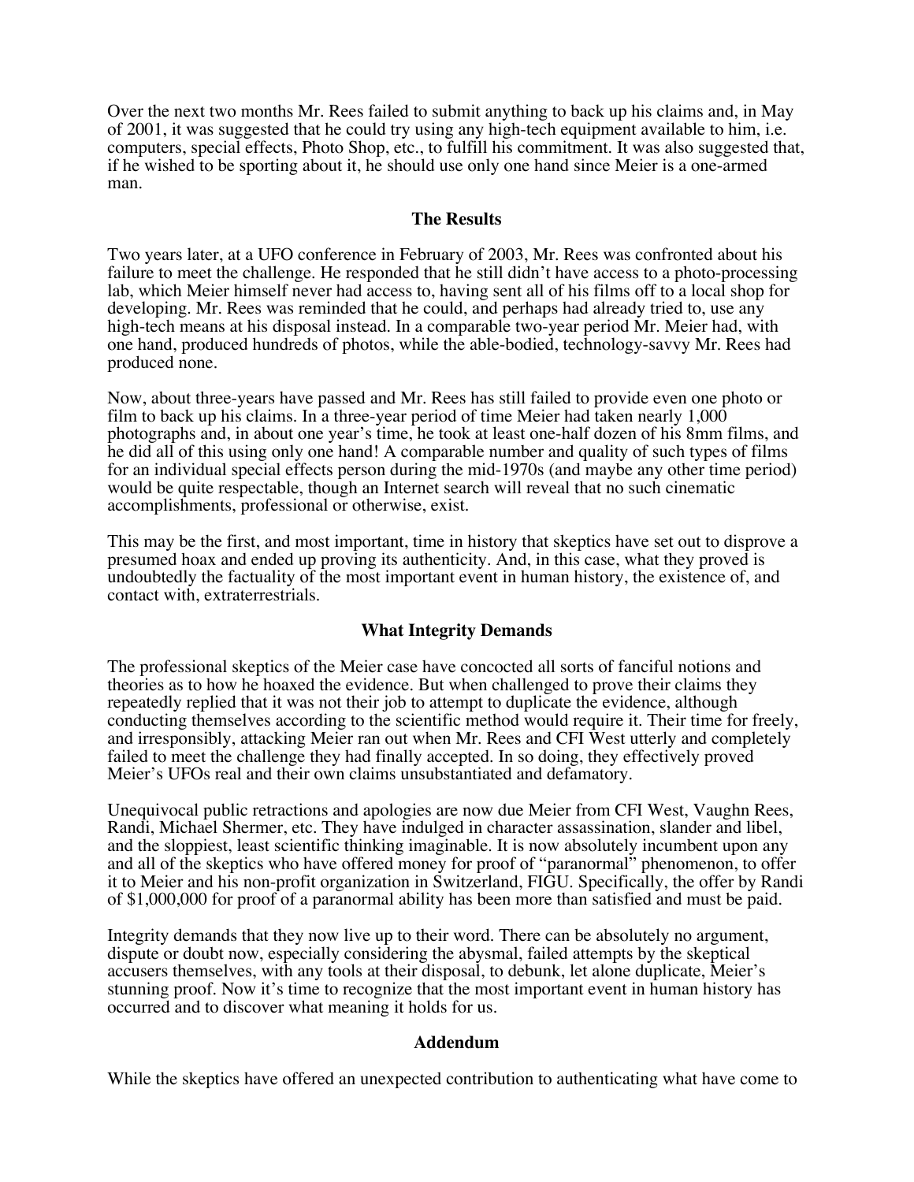Over the next two months Mr. Rees failed to submit anything to back up his claims and, in May of 2001, it was suggested that he could try using any high-tech equipment available to him, i.e. computers, special effects, Photo Shop, etc., to fulfill his commitment. It was also suggested that, if he wished to be sporting about it, he should use only one hand since Meier is a one-armed man.

## The Results

Two years later, at a UFO conference in February of 2003, Mr. Rees was confronted about his failure to meet the challenge. He responded that he still didn't have access to a photo-processing lab, which Meier himself never had access to, having sent all of his films off to a local shop for developing. Mr. Rees was reminded that he could, and perhaps had already tried to, use any high-tech means at his disposal instead. In a comparable two-year period Mr. Meier had, with one hand, produced hundreds of photos, while the able-bodied, technology-savvy Mr. Rees had produced none.

Now, about three-years have passed and Mr. Rees has still failed to provide even one photo or film to back up his claims. In a three-year period of time Meier had taken nearly 1,000 photographs and, in about one year's time, he took at least one-half dozen of his 8mm films, and he did all of this using only one hand! A comparable number and quality of such types of films for an individual special effects person during the mid-1970s (and maybe any other time period) would be quite respectable, though an Internet search will reveal that no such cinematic accomplishments, professional or otherwise, exist.

This may be the first, and most important, time in history that skeptics have set out to disprove a presumed hoax and ended up proving its authenticity. And, in this case, what they proved is undoubtedly the factuality of the most important event in human history, the existence of, and contact with, extraterrestrials.

## What Integrity Demands

The professional skeptics of the Meier case have concocted all sorts of fanciful notions and theories as to how he hoaxed the evidence. But when challenged to prove their claims they repeatedly replied that it was not their job to attempt to duplicate the evidence, although conducting themselves according to the scientific method would require it. Their time for freely, and irresponsibly, attacking Meier ran out when Mr. Rees and CFI West utterly and completely failed to meet the challenge they had finally accepted. In so doing, they effectively proved Meier's UFOs real and their own claims unsubstantiated and defamatory.

Unequivocal public retractions and apologies are now due Meier from CFI West, Vaughn Rees, Randi, Michael Shermer, etc. They have indulged in character assassination, slander and libel, and the sloppiest, least scientific thinking imaginable. It is now absolutely incumbent upon any and all of the skeptics who have offered money for proof of "paranormal" phenomenon, to offer it to Meier and his non-profit organization in Switzerland, FIGU. Specifically, the offer by Randi of $1,000,000 for proof of a paranormal ability has been more than satisfied and must be paid.

Integrity demands that they now live up to their word. There can be absolutely no argument, dispute or doubt now, especially considering the abysmal, failed attempts by the skeptical accusers themselves, with any tools at their disposal, to debunk, let alone duplicate, Meier's stunning proof. Now it's time to recognize that the most important event in human history has occurred and to discover what meaning it holds for us.

## Addendum

While the skeptics have offered an unexpected contribution to authenticating what have come to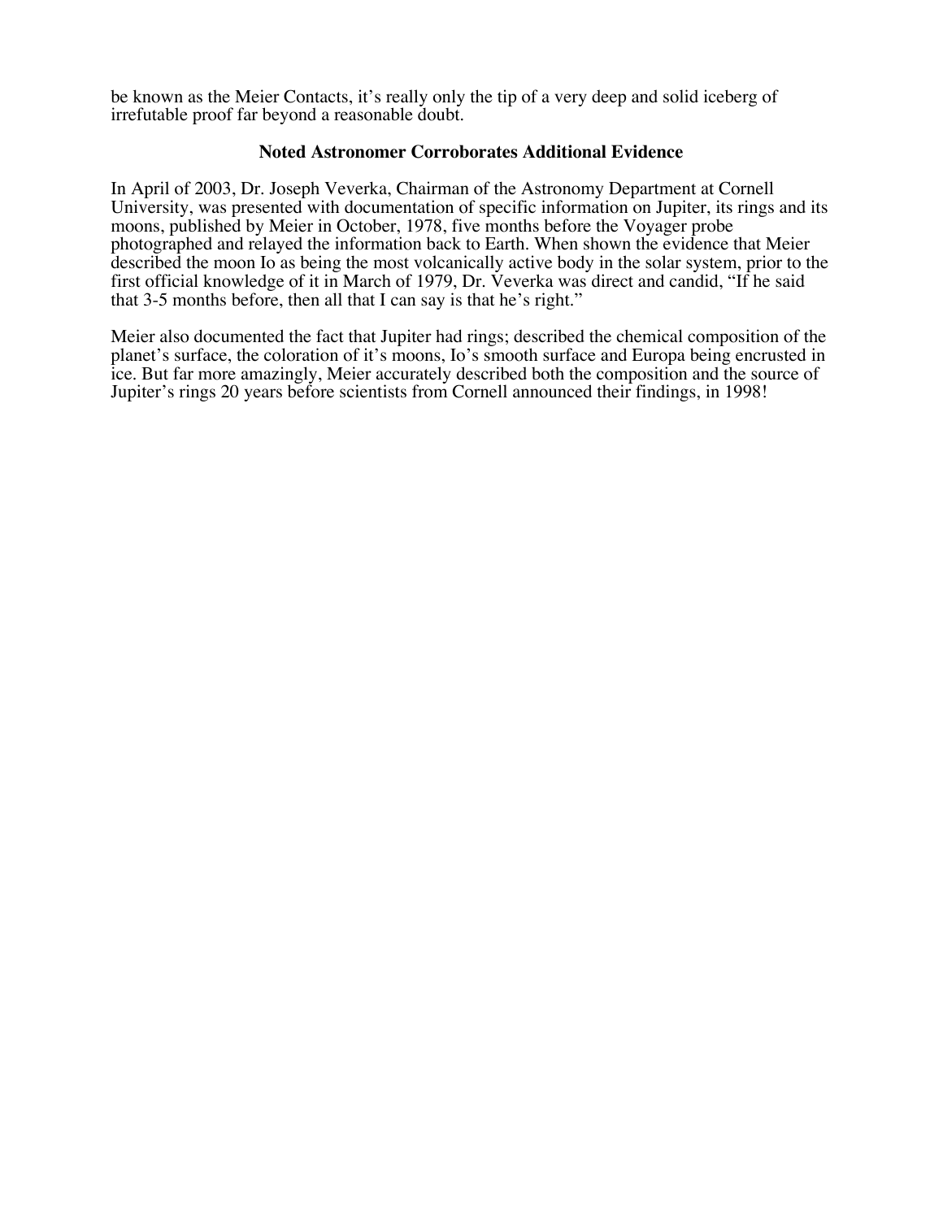be known as the Meier Contacts, it's really only the tip of a very deep and solid iceberg of irrefutable proof far beyond a reasonable doubt.

### Noted Astronomer Corroborates Additional Evidence

In April of 2003, Dr. Joseph Veverka, Chairman of the Astronomy Department at Cornell University, was presented with documentation of specific information on Jupiter, its rings and its moons, published by Meier in October, 1978, five months before the Voyager probe photographed and relayed the information back to Earth. When shown the evidence that Meier described the moon Io as being the most volcanically active body in the solar system, prior to the first official knowledge of it in March of 1979, Dr. Veverka was direct and candid, "If he said that 3-5 months before, then all that I can say is that he's right."

Meier also documented the fact that Jupiter had rings; described the chemical composition of the planet's surface, the coloration of it's moons, Io's smooth surface and Europa being encrusted in ice. But far more amazingly, Meier accurately described both the composition and the source of Jupiter's rings 20 years before scientists from Cornell announced their findings, in 1998!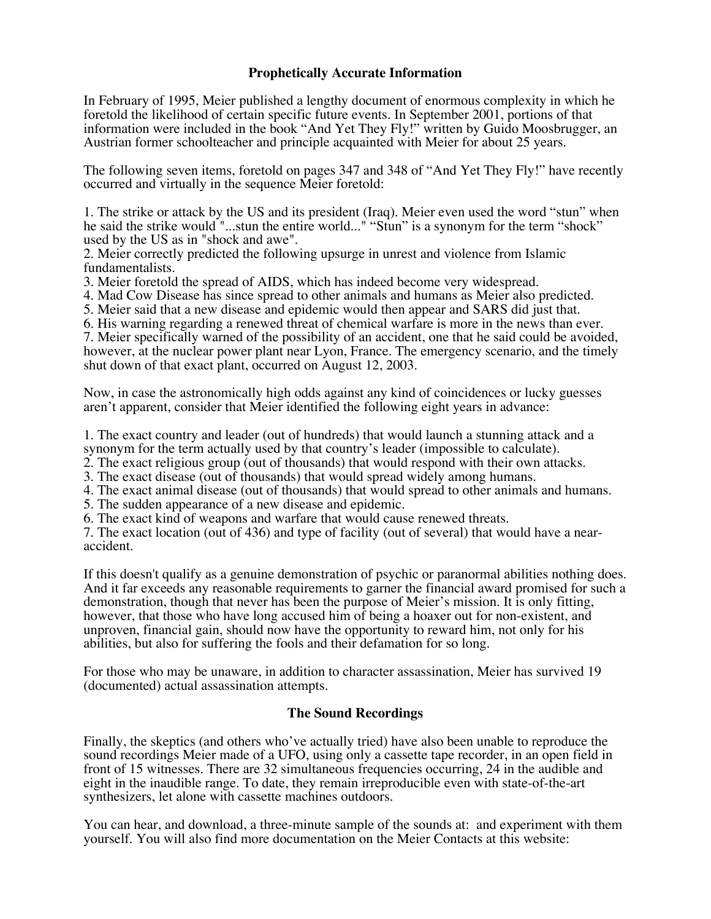## Prophetically Accurate Information

In February of 1995, Meier published a lengthy document of enormous complexity in which he foretold the likelihood of certain specific future events. In September 2001, portions of that information were included in the book "And Yet They Fly!" written by Guido Moosbrugger, an Austrian former schoolteacher and principle acquainted with Meier for about 25 years.

The following seven items, foretold on pages 347 and 348 of "And Yet They Fly!" have recently occurred and virtually in the sequence Meier foretold:

1. The strike or attack by the US and its president (Iraq). Meier even used the word "stun" when he said the strike would "...stun the entire world..." "Stun" is a synonym for the term "shock" used by the US as in "shock and awe".
2. Meier correctly predicted the following upsurge in unrest and violence from Islamic fundamentalists.
3. Meier foretold the spread of AIDS, which has indeed become very widespread.
4. Mad Cow Disease has since spread to other animals and humans as Meier also predicted.
5. Meier said that a new disease and epidemic would then appear and SARS did just that.
6. His warning regarding a renewed threat of chemical warfare is more in the news than ever.
7. Meier specifically warned of the possibility of an accident, one that he said could be avoided, however, at the nuclear power plant near Lyon, France. The emergency scenario, and the timely shut down of that exact plant, occurred on August 12, 2003.

Now, in case the astronomically high odds against any kind of coincidences or lucky guesses aren't apparent, consider that Meier identified the following eight years in advance:

1. The exact country and leader (out of hundreds) that would launch a stunning attack and a synonym for the term actually used by that country's leader (impossible to calculate).
2. The exact religious group (out of thousands) that would respond with their own attacks.
3. The exact disease (out of thousands) that would spread widely among humans.
4. The exact animal disease (out of thousands) that would spread to other animals and humans.
5. The sudden appearance of a new disease and epidemic.
6. The exact kind of weapons and warfare that would cause renewed threats.
7. The exact location (out of 436) and type of facility (out of several) that would have a near-accident.

If this doesn't qualify as a genuine demonstration of psychic or paranormal abilities nothing does. And it far exceeds any reasonable requirements to garner the financial award promised for such a demonstration, though that never has been the purpose of Meier's mission. It is only fitting, however, that those who have long accused him of being a hoaxer out for non-existent, and unproven, financial gain, should now have the opportunity to reward him, not only for his abilities, but also for suffering the fools and their defamation for so long.

For those who may be unaware, in addition to character assassination, Meier has survived 19 (documented) actual assassination attempts.

## The Sound Recordings

Finally, the skeptics (and others who've actually tried) have also been unable to reproduce the sound recordings Meier made of a UFO, using only a cassette tape recorder, in an open field in front of 15 witnesses. There are 32 simultaneous frequencies occurring, 24 in the audible and eight in the inaudible range. To date, they remain irreproducible even with state-of-the-art synthesizers, let alone with cassette machines outdoors.

You can hear, and download, a three-minute sample of the sounds at: and experiment with them yourself. You will also find more documentation on the Meier Contacts at this website: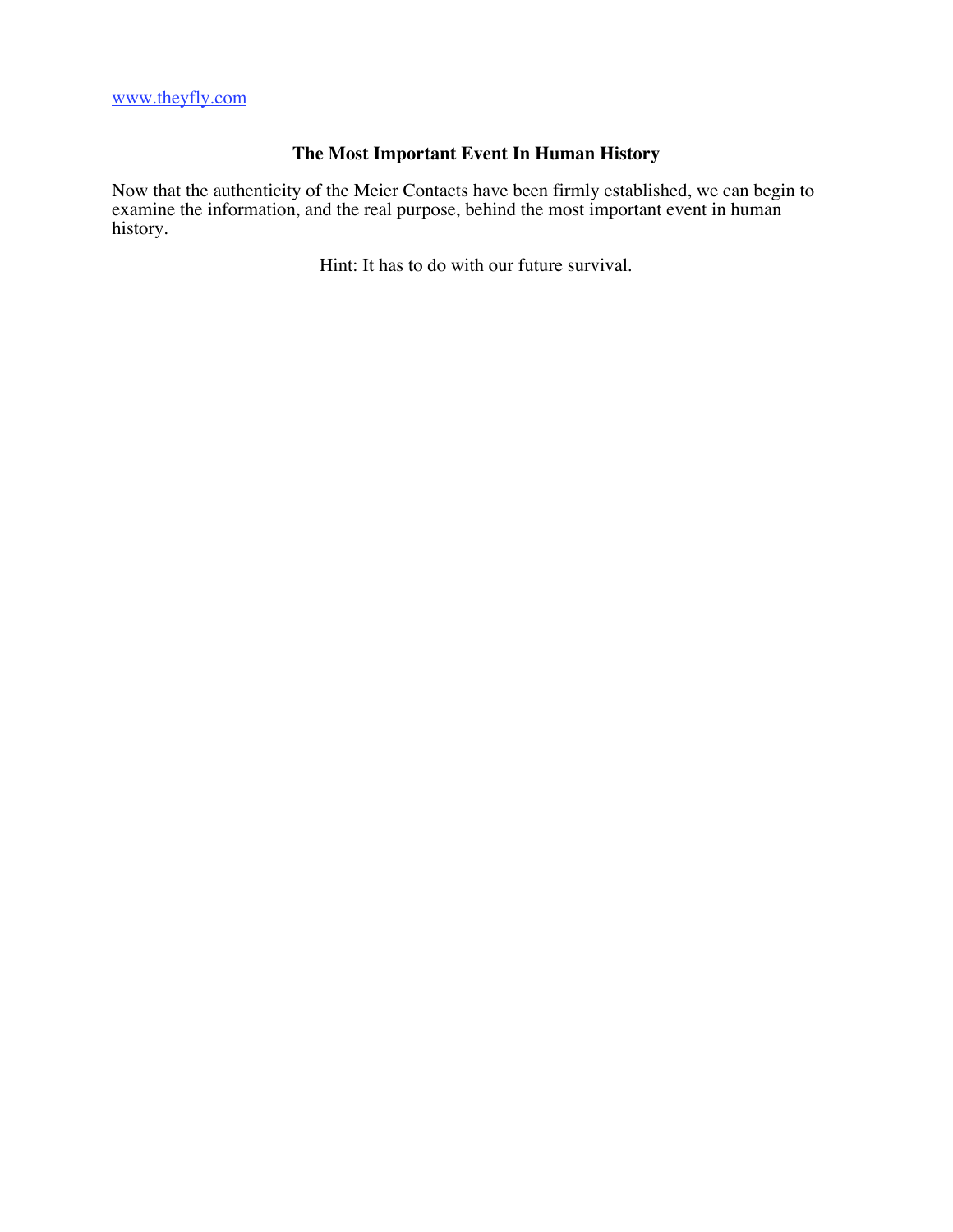www.theyfly.com

## The Most Important Event In Human History

Now that the authenticity of the Meier Contacts have been firmly established, we can begin to examine the information, and the real purpose, behind the most important event in human history.

Hint: It has to do with our future survival.